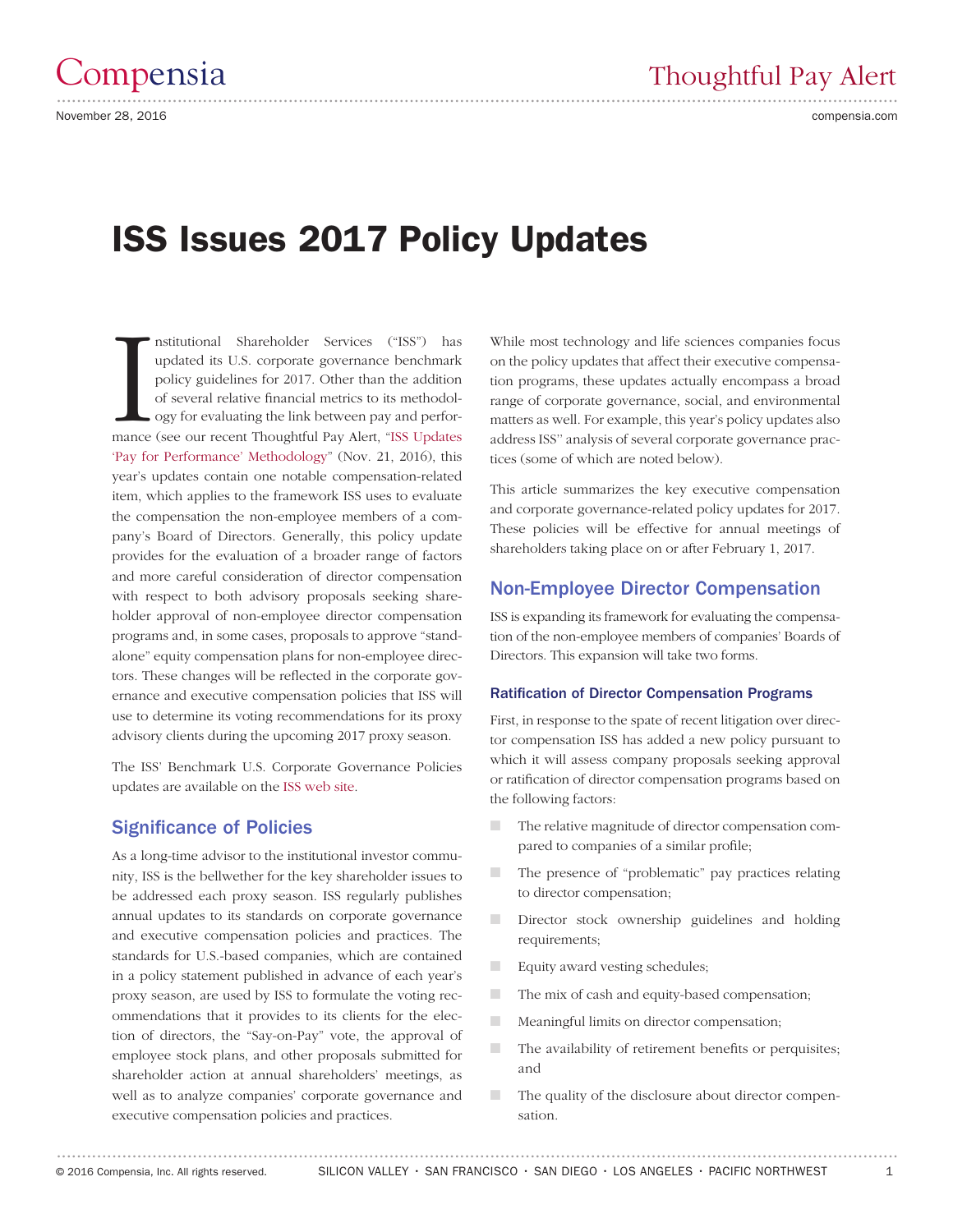# ISS Issues 2017 Policy Updates

Institutional Shareholder Services ("ISS") has updated its U.S. corporate governance benchmark policy guidelines for 2017. Other than the addition of several relative financial metrics to its methodology for evaluating the link between pay and performance (see our recent Thoughtful Pay Alert, "ISS Updates 'Pay for Performance' Methodology" (Nov. 21, 2016), this year's updates contain one notable compensation-related item, which applies to the framework ISS uses to evaluate the compensation the non-employee members of a company's Board of Directors. Generally, this policy update provides for the evaluation of a broader range of factors and more careful consideration of director compensation with respect to both advisory proposals seeking shareholder approval of non-employee director compensation programs and, in some cases, proposals to approve "standalone" equity compensation plans for non-employee directors. These changes will be reflected in the corporate governance and executive compensation policies that ISS will use to determine its voting recommendations for its proxy advisory clients during the upcoming 2017 proxy season.

The ISS' Benchmark U.S. Corporate Governance Policies updates are available on the ISS web site.

## Significance of Policies

As a long-time advisor to the institutional investor community, ISS is the bellwether for the key shareholder issues to be addressed each proxy season. ISS regularly publishes annual updates to its standards on corporate governance and executive compensation policies and practices. The standards for U.S.-based companies, which are contained in a policy statement published in advance of each year's proxy season, are used by ISS to formulate the voting recommendations that it provides to its clients for the election of directors, the "Say-on-Pay" vote, the approval of employee stock plans, and other proposals submitted for shareholder action at annual shareholders' meetings, as well as to analyze companies' corporate governance and executive compensation policies and practices.

While most technology and life sciences companies focus on the policy updates that affect their executive compensation programs, these updates actually encompass a broad range of corporate governance, social, and environmental matters as well. For example, this year's policy updates also address ISS'' analysis of several corporate governance practices (some of which are noted below).

This article summarizes the key executive compensation and corporate governance-related policy updates for 2017. These policies will be effective for annual meetings of shareholders taking place on or after February 1, 2017.

## Non-Employee Director Compensation

ISS is expanding its framework for evaluating the compensation of the non-employee members of companies' Boards of Directors. This expansion will take two forms.

### Ratification of Director Compensation Programs

First, in response to the spate of recent litigation over director compensation ISS has added a new policy pursuant to which it will assess company proposals seeking approval or ratification of director compensation programs based on the following factors:

- The relative magnitude of director compensation compared to companies of a similar profile;
- The presence of "problematic" pay practices relating to director compensation;
- Director stock ownership guidelines and holding requirements;
- Equity award vesting schedules;
- The mix of cash and equity-based compensation;
- Meaningful limits on director compensation;
- The availability of retirement benefits or perquisites; and
- The quality of the disclosure about director compensation.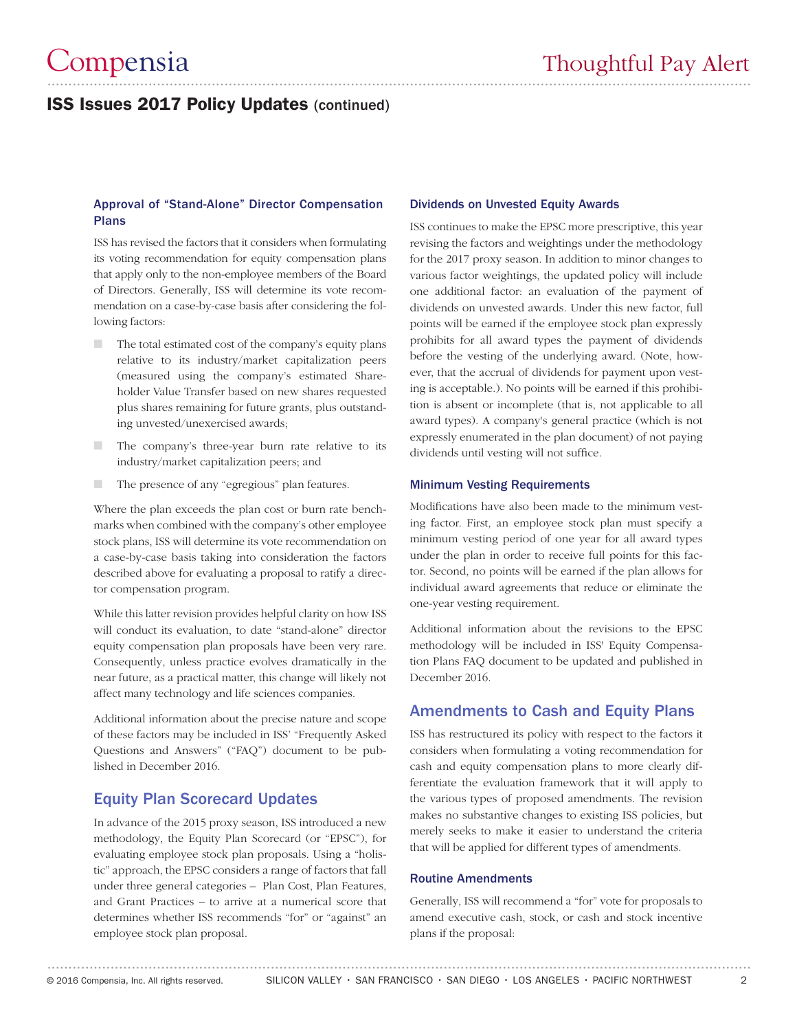### Approval of "Stand-Alone" Director Compensation Plans

ISS has revised the factors that it considers when formulating its voting recommendation for equity compensation plans that apply only to the non-employee members of the Board of Directors. Generally, ISS will determine its vote recommendation on a case-by-case basis after considering the following factors:

- The total estimated cost of the company's equity plans relative to its industry/market capitalization peers (measured using the company's estimated Shareholder Value Transfer based on new shares requested plus shares remaining for future grants, plus outstanding unvested/unexercised awards;
- The company's three-year burn rate relative to its industry/market capitalization peers; and
- The presence of any "egregious" plan features.

Where the plan exceeds the plan cost or burn rate benchmarks when combined with the company's other employee stock plans, ISS will determine its vote recommendation on a case-by-case basis taking into consideration the factors described above for evaluating a proposal to ratify a director compensation program.

While this latter revision provides helpful clarity on how ISS will conduct its evaluation, to date "stand-alone" director equity compensation plan proposals have been very rare. Consequently, unless practice evolves dramatically in the near future, as a practical matter, this change will likely not affect many technology and life sciences companies.

Additional information about the precise nature and scope of these factors may be included in ISS' "Frequently Asked Questions and Answers" ("FAQ") document to be published in December 2016.

## Equity Plan Scorecard Updates

In advance of the 2015 proxy season, ISS introduced a new methodology, the Equity Plan Scorecard (or "EPSC"), for evaluating employee stock plan proposals. Using a "holistic" approach, the EPSC considers a range of factors that fall under three general categories – Plan Cost, Plan Features, and Grant Practices – to arrive at a numerical score that determines whether ISS recommends "for" or "against" an employee stock plan proposal.

### Dividends on Unvested Equity Awards

ISS continues to make the EPSC more prescriptive, this year revising the factors and weightings under the methodology for the 2017 proxy season. In addition to minor changes to various factor weightings, the updated policy will include one additional factor: an evaluation of the payment of dividends on unvested awards. Under this new factor, full points will be earned if the employee stock plan expressly prohibits for all award types the payment of dividends before the vesting of the underlying award. (Note, however, that the accrual of dividends for payment upon vesting is acceptable.). No points will be earned if this prohibition is absent or incomplete (that is, not applicable to all award types). A company's general practice (which is not expressly enumerated in the plan document) of not paying dividends until vesting will not suffice.

### Minimum Vesting Requirements

Modifications have also been made to the minimum vesting factor. First, an employee stock plan must specify a minimum vesting period of one year for all award types under the plan in order to receive full points for this factor. Second, no points will be earned if the plan allows for individual award agreements that reduce or eliminate the one-year vesting requirement.

Additional information about the revisions to the EPSC methodology will be included in ISS' Equity Compensation Plans FAQ document to be updated and published in December 2016.

## Amendments to Cash and Equity Plans

ISS has restructured its policy with respect to the factors it considers when formulating a voting recommendation for cash and equity compensation plans to more clearly differentiate the evaluation framework that it will apply to the various types of proposed amendments. The revision makes no substantive changes to existing ISS policies, but merely seeks to make it easier to understand the criteria that will be applied for different types of amendments.

### Routine Amendments

Generally, ISS will recommend a "for" vote for proposals to amend executive cash, stock, or cash and stock incentive plans if the proposal: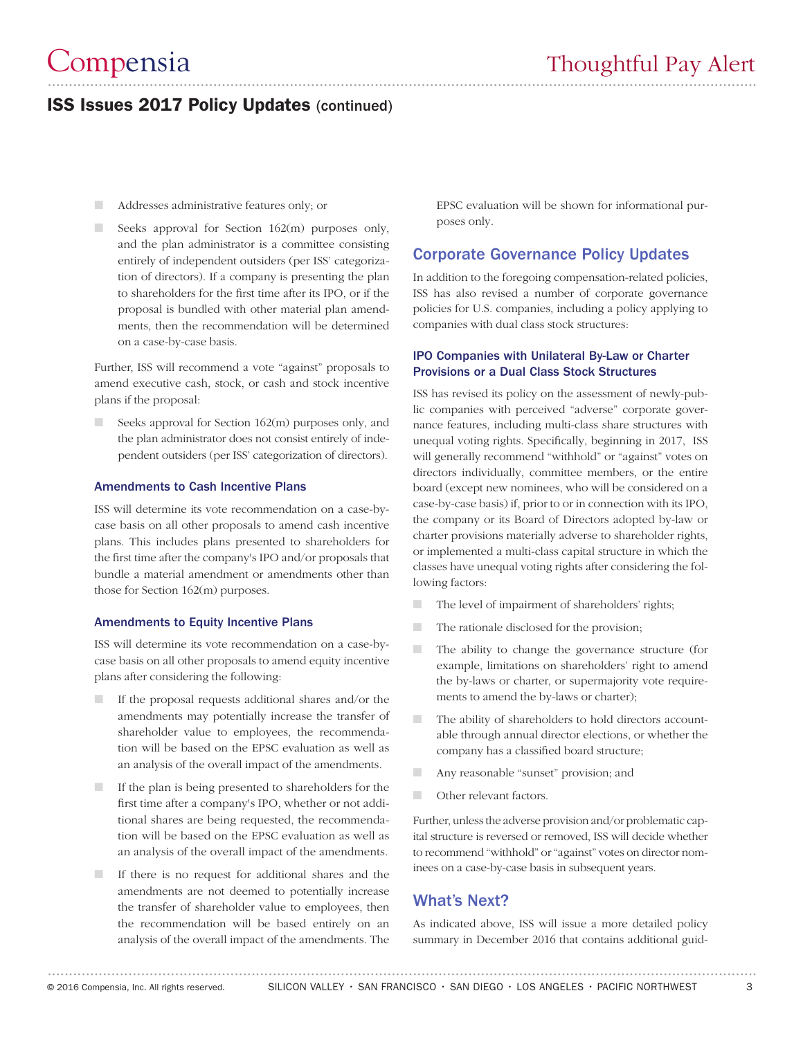- Addresses administrative features only; or
- Seeks approval for Section 162(m) purposes only, and the plan administrator is a committee consisting entirely of independent outsiders (per ISS' categorization of directors). If a company is presenting the plan to shareholders for the first time after its IPO, or if the proposal is bundled with other material plan amendments, then the recommendation will be determined on a case-by-case basis.

Further, ISS will recommend a vote "against" proposals to amend executive cash, stock, or cash and stock incentive plans if the proposal:

- Seeks approval for Section 162(m) purposes only, and the plan administrator does not consist entirely of independent outsiders (per ISS' categorization of directors).

#### Amendments to Cash Incentive Plans

ISS will determine its vote recommendation on a case-by-case basis on all other proposals to amend cash incentive plans. This includes plans presented to shareholders for the first time after the company's IPO and/or proposals that bundle a material amendment or amendments other than those for Section 162(m) purposes.

#### Amendments to Equity Incentive Plans

ISS will determine its vote recommendation on a case-by-case basis on all other proposals to amend equity incentive plans after considering the following:

- If the proposal requests additional shares and/or the amendments may potentially increase the transfer of shareholder value to employees, the recommendation will be based on the EPSC evaluation as well as an analysis of the overall impact of the amendments.
- If the plan is being presented to shareholders for the first time after a company's IPO, whether or not additional shares are being requested, the recommendation will be based on the EPSC evaluation as well as an analysis of the overall impact of the amendments.
- If there is no request for additional shares and the amendments are not deemed to potentially increase the transfer of shareholder value to employees, then the recommendation will be based entirely on an analysis of the overall impact of the amendments. The EPSC evaluation will be shown for informational purposes only.

## Corporate Governance Policy Updates

In addition to the foregoing compensation-related policies, ISS has also revised a number of corporate governance policies for U.S. companies, including a policy applying to companies with dual class stock structures:

#### IPO Companies with Unilateral By-Law or Charter Provisions or a Dual Class Stock Structures

ISS has revised its policy on the assessment of newly-public companies with perceived "adverse" corporate governance features, including multi-class share structures with unequal voting rights. Specifically, beginning in 2017, ISS will generally recommend "withhold" or "against" votes on directors individually, committee members, or the entire board (except new nominees, who will be considered on a case-by-case basis) if, prior to or in connection with its IPO, the company or its Board of Directors adopted by-law or charter provisions materially adverse to shareholder rights, or implemented a multi-class capital structure in which the classes have unequal voting rights after considering the following factors:

- The level of impairment of shareholders' rights;
- The rationale disclosed for the provision;
- The ability to change the governance structure (for example, limitations on shareholders' right to amend the by-laws or charter, or supermajority vote requirements to amend the by-laws or charter);
- The ability of shareholders to hold directors accountable through annual director elections, or whether the company has a classified board structure;
- Any reasonable "sunset" provision; and
- Other relevant factors.

Further, unless the adverse provision and/or problematic capital structure is reversed or removed, ISS will decide whether to recommend "withhold" or "against" votes on director nominees on a case-by-case basis in subsequent years.

## What's Next?

As indicated above, ISS will issue a more detailed policy summary in December 2016 that contains additional guid-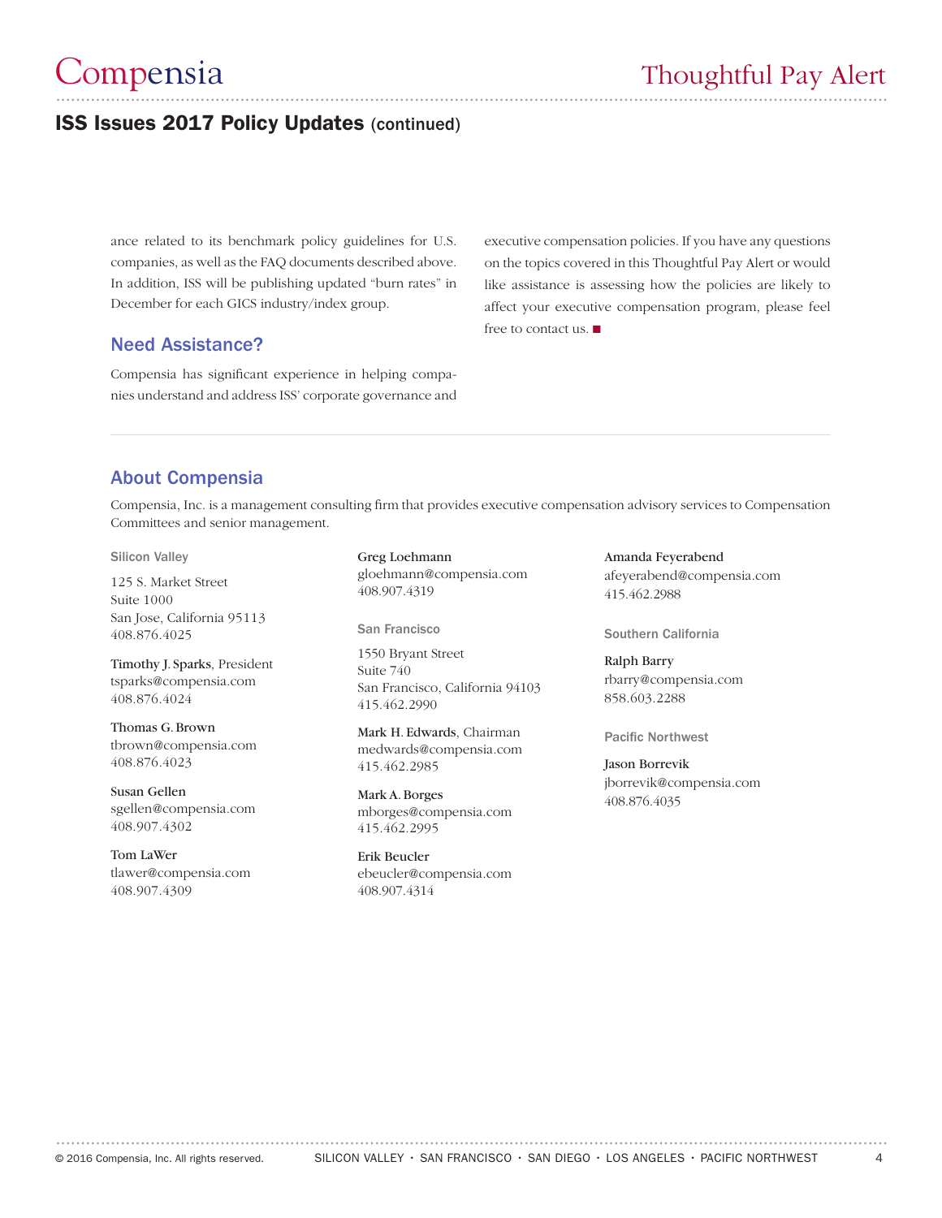ance related to its benchmark policy guidelines for U.S. companies, as well as the FAQ documents described above. In addition, ISS will be publishing updated "burn rates" in December for each GICS industry/index group.

## Need Assistance?

Compensia has significant experience in helping companies understand and address ISS' corporate governance and executive compensation policies. If you have any questions on the topics covered in this Thoughtful Pay Alert or would like assistance is assessing how the policies are likely to affect your executive compensation program, please feel free to contact us. ■

## About Compensia

Compensia, Inc. is a management consulting firm that provides executive compensation advisory services to Compensation Committees and senior management.

**Silicon Valley**

125 S. Market Street
Suite 1000
San Jose, California 95113
408.876.4025

**Timothy J. Sparks**, President
tsparks@compensia.com
408.876.4024

**Thomas G. Brown**
tbrown@compensia.com
408.876.4023

**Susan Gellen**
sgellen@compensia.com
408.907.4302

**Tom LaWer**
tlawer@compensia.com
408.907.4309

**Greg Loehmann**
gloehmann@compensia.com
408.907.4319

**San Francisco**

1550 Bryant Street
Suite 740
San Francisco, California 94103
415.462.2990

**Mark H. Edwards**, Chairman
medwards@compensia.com
415.462.2985

**Mark A. Borges**
mborges@compensia.com
415.462.2995

**Erik Beucler**
ebeucler@compensia.com
408.907.4314

**Amanda Feyerabend**
afeyerabend@compensia.com
415.462.2988

**Southern California**

**Ralph Barry**
rbarry@compensia.com
858.603.2288

**Pacific Northwest**

**Jason Borrevik**
jborrevik@compensia.com
408.876.4035